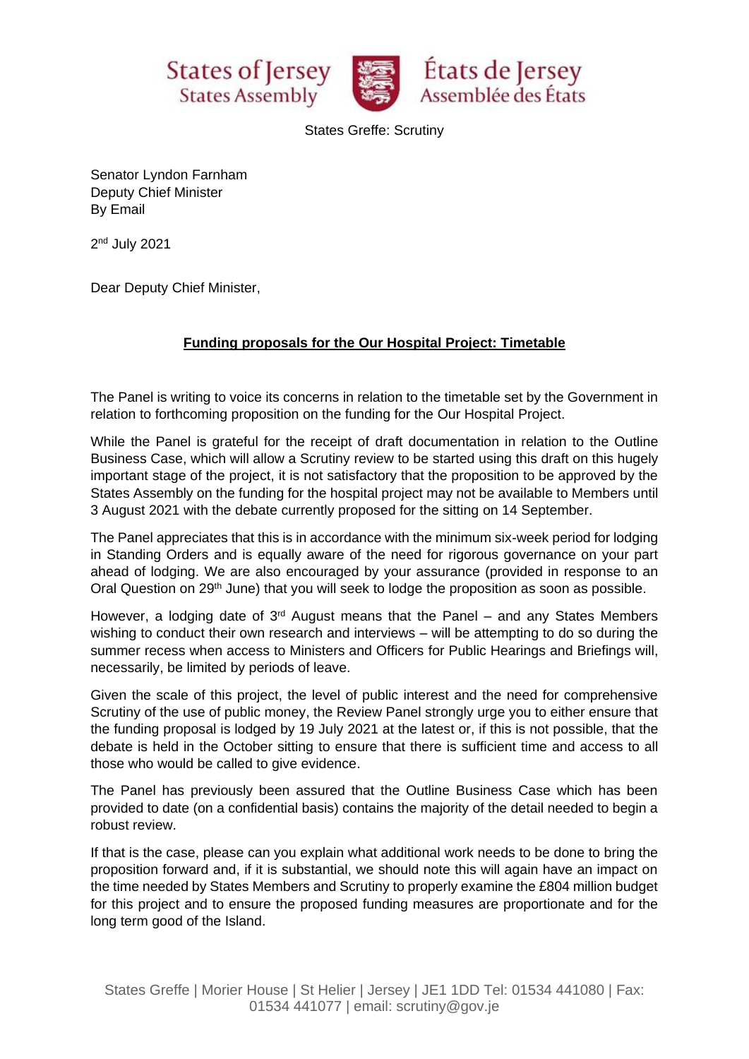States of Jersey
States Assembly

États de Jersey
Assemblée des États

States Greffe: Scrutiny

Senator Lyndon Farnham
Deputy Chief Minister
By Email

2nd July 2021

Dear Deputy Chief Minister,

**Funding proposals for the Our Hospital Project: Timetable**

The Panel is writing to voice its concerns in relation to the timetable set by the Government in relation to forthcoming proposition on the funding for the Our Hospital Project.

While the Panel is grateful for the receipt of draft documentation in relation to the Outline Business Case, which will allow a Scrutiny review to be started using this draft on this hugely important stage of the project, it is not satisfactory that the proposition to be approved by the States Assembly on the funding for the hospital project may not be available to Members until 3 August 2021 with the debate currently proposed for the sitting on 14 September.

The Panel appreciates that this is in accordance with the minimum six-week period for lodging in Standing Orders and is equally aware of the need for rigorous governance on your part ahead of lodging. We are also encouraged by your assurance (provided in response to an Oral Question on 29th June) that you will seek to lodge the proposition as soon as possible.

However, a lodging date of 3rd August means that the Panel – and any States Members wishing to conduct their own research and interviews – will be attempting to do so during the summer recess when access to Ministers and Officers for Public Hearings and Briefings will, necessarily, be limited by periods of leave.

Given the scale of this project, the level of public interest and the need for comprehensive Scrutiny of the use of public money, the Review Panel strongly urge you to either ensure that the funding proposal is lodged by 19 July 2021 at the latest or, if this is not possible, that the debate is held in the October sitting to ensure that there is sufficient time and access to all those who would be called to give evidence.

The Panel has previously been assured that the Outline Business Case which has been provided to date (on a confidential basis) contains the majority of the detail needed to begin a robust review.

If that is the case, please can you explain what additional work needs to be done to bring the proposition forward and, if it is substantial, we should note this will again have an impact on the time needed by States Members and Scrutiny to properly examine the £804 million budget for this project and to ensure the proposed funding measures are proportionate and for the long term good of the Island.

States Greffe | Morier House | St Helier | Jersey | JE1 1DD Tel: 01534 441080 | Fax: 01534 441077 | email: scrutiny@gov.je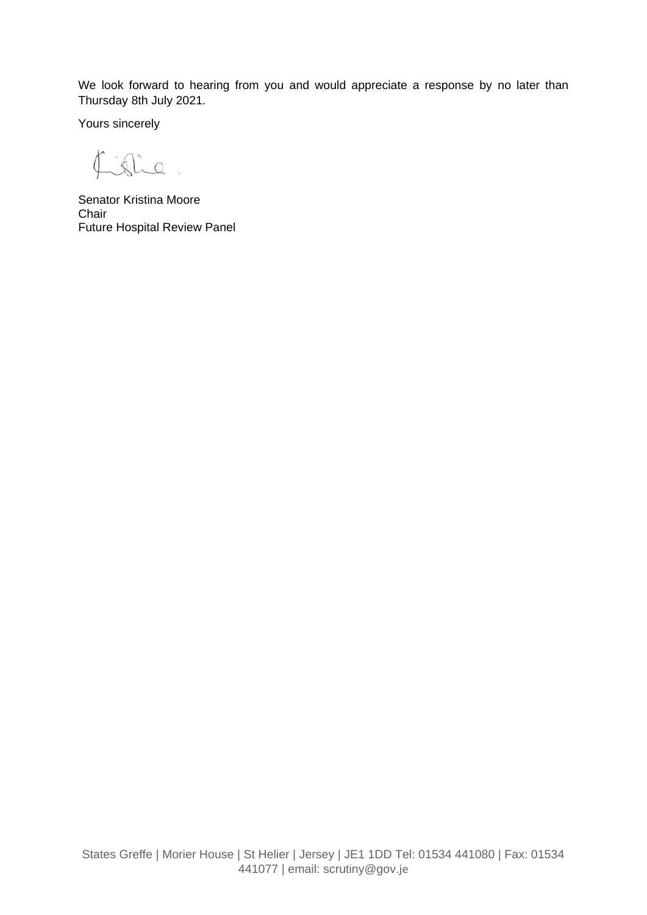We look forward to hearing from you and would appreciate a response by no later than Thursday 8th July 2021.

Yours sincerely

Senator Kristina Moore
Chair
Future Hospital Review Panel